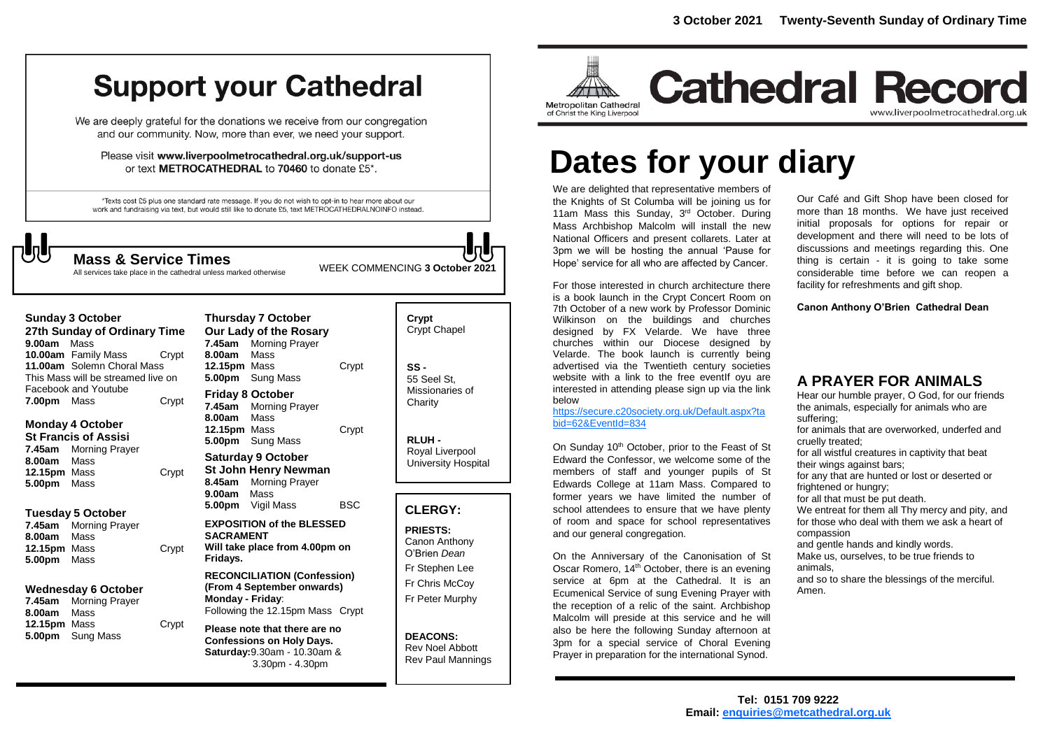3 October 2021 Twenty-Seventh Sunday of Ordinary Time

# Support your Cathedral

We are deeply grateful for the donations we receive from our congregation and our community. Now, more than ever, we need your support.

Please visit **www.liverpoolmetrocathedral.org.uk/support-us** or text **METROCATHEDRAL** to **70460** to donate £5*.

*Texts cost £5 plus one standard rate message. If you do not wish to opt-in to hear more about our work and fundraising via text, but would still like to donate £5, text METROCATHEDRALNOINFO instead.

## Mass & Service Times

All services take place in the cathedral unless marked otherwise

WEEK COMMENCING **3 October 2021**

**Sunday 3 October**
**27th Sunday of Ordinary Time**
**9.00am** Mass
**10.00am** Family Mass Crypt
**11.00am** Solemn Choral Mass
This Mass will be streamed live on Facebook and Youtube
**7.00pm** Mass Crypt

**Monday 4 October**
**St Francis of Assisi**
**7.45am** Morning Prayer
**8.00am** Mass
**12.15pm** Mass Crypt
**5.00pm** Mass

**Tuesday 5 October**
**7.45am** Morning Prayer
**8.00am** Mass
**12.15pm** Mass Crypt
**5.00pm** Mass

**Wednesday 6 October**
**7.45am** Morning Prayer
**8.00am** Mass
**12.15pm** Mass Crypt
**5.00pm** Sung Mass

**Thursday 7 October**
**Our Lady of the Rosary**
**7.45am** Morning Prayer
**8.00am** Mass
**12.15pm** Mass Crypt
**5.00pm** Sung Mass

**Friday 8 October**
**7.45am** Morning Prayer
**8.00am** Mass
**12.15pm** Mass Crypt
**5.00pm** Sung Mass

**Saturday 9 October**
**St John Henry Newman**
**8.45am** Morning Prayer
**9.00am** Mass
**5.00pm** Vigil Mass BSC

**EXPOSITION of the BLESSED SACRAMENT**
**Will take place from 4.00pm on Fridays.**

**RECONCILIATION (Confession) (From 4 September onwards)**
**Monday - Friday**:
Following the 12.15pm Mass Crypt

**Please note that there are no Confessions on Holy Days.**
**Saturday:**9.30am - 10.30am & 3.30pm - 4.30pm

**Crypt**
Crypt Chapel

**SS -**
55 Seel St, Missionaries of Charity

**RLUH -**
Royal Liverpool University Hospital

## CLERGY:

**PRIESTS:**
Canon Anthony O'Brien *Dean*
Fr Stephen Lee
Fr Chris McCoy
Fr Peter Murphy

**DEACONS:**
Rev Noel Abbott
Rev Paul Mannings

Metropolitan Cathedral of Christ the King Liverpool

# Cathedral Record

www.liverpoolmetrocathedral.org.uk

# Dates for your diary

We are delighted that representative members of the Knights of St Columba will be joining us for 11am Mass this Sunday, 3rd October. During Mass Archbishop Malcolm will install the new National Officers and present collarets. Later at 3pm we will be hosting the annual 'Pause for Hope' service for all who are affected by Cancer.

For those interested in church architecture there is a book launch in the Crypt Concert Room on 7th October of a new work by Professor Dominic Wilkinson on the buildings and churches designed by FX Velarde. We have three churches within our Diocese designed by Velarde. The book launch is currently being advertised via the Twentieth century societies website with a link to the free eventIf oyu are interested in attending please sign up via the link below

https://secure.c20society.org.uk/Default.aspx?tabid=62&EventId=834

On Sunday 10th October, prior to the Feast of St Edward the Confessor, we welcome some of the members of staff and younger pupils of St Edwards College at 11am Mass. Compared to former years we have limited the number of school attendees to ensure that we have plenty of room and space for school representatives and our general congregation.

On the Anniversary of the Canonisation of St Oscar Romero, 14th October, there is an evening service at 6pm at the Cathedral. It is an Ecumenical Service of sung Evening Prayer with the reception of a relic of the saint. Archbishop Malcolm will preside at this service and he will also be here the following Sunday afternoon at 3pm for a special service of Choral Evening Prayer in preparation for the international Synod.

Our Café and Gift Shop have been closed for more than 18 months. We have just received initial proposals for options for repair or development and there will need to be lots of discussions and meetings regarding this. One thing is certain - it is going to take some considerable time before we can reopen a facility for refreshments and gift shop.

**Canon Anthony O'Brien Cathedral Dean**

## A PRAYER FOR ANIMALS

Hear our humble prayer, O God, for our friends the animals, especially for animals who are suffering;
for animals that are overworked, underfed and cruelly treated;
for all wistful creatures in captivity that beat their wings against bars;
for any that are hunted or lost or deserted or frightened or hungry;
for all that must be put death.
We entreat for them all Thy mercy and pity, and for those who deal with them we ask a heart of compassion
and gentle hands and kindly words.
Make us, ourselves, to be true friends to animals,
and so to share the blessings of the merciful.
Amen.

**Tel: 0151 709 9222**
**Email: enquiries@metcathedral.org.uk**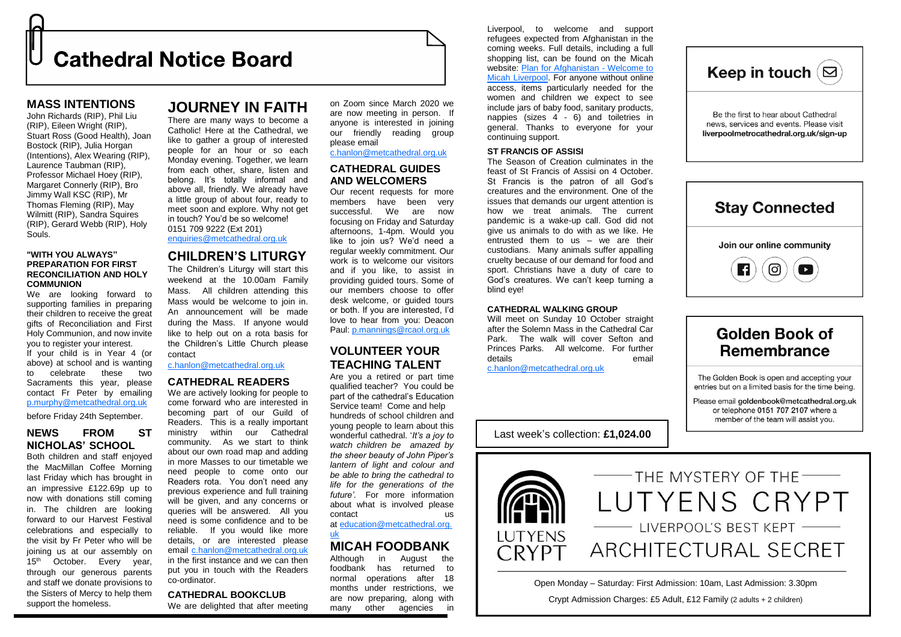# Cathedral Notice Board

## MASS INTENTIONS

John Richards (RIP), Phil Liu (RIP), Eileen Wright (RIP), Stuart Ross (Good Health), Joan Bostock (RIP), Julia Horgan (Intentions), Alex Wearing (RIP), Laurence Taubman (RIP), Professor Michael Hoey (RIP), Margaret Connerly (RIP), Bro Jimmy Wall KSC (RIP), Mr Thomas Fleming (RIP), May Wilmitt (RIP), Sandra Squires (RIP), Gerard Webb (RIP), Holy Souls.

#### "WITH YOU ALWAYS" PREPARATION FOR FIRST RECONCILIATION AND HOLY COMMUNION

We are looking forward to supporting families in preparing their children to receive the great gifts of Reconciliation and First Holy Communion, and now invite you to register your interest.

If your child is in Year 4 (or above) at school and is wanting to celebrate these two Sacraments this year, please contact Fr Peter by emailing p.murphy@metcathedral.org.uk

before Friday 24th September.

## NEWS FROM ST NICHOLAS' SCHOOL

Both children and staff enjoyed the MacMillan Coffee Morning last Friday which has brought in an impressive £122.69p up to now with donations still coming in. The children are looking forward to our Harvest Festival celebrations and especially to the visit by Fr Peter who will be joining us at our assembly on 15th October. Every year, through our generous parents and staff we donate provisions to the Sisters of Mercy to help them support the homeless.

## JOURNEY IN FAITH

There are many ways to become a Catholic! Here at the Cathedral, we like to gather a group of interested people for an hour or so each Monday evening. Together, we learn from each other, share, listen and belong. It's totally informal and above all, friendly. We already have a little group of about four, ready to meet soon and explore. Why not get in touch? You'd be so welcome!
0151 709 9222 (Ext 201)
enquiries@metcathedral.org.uk

## CHILDREN'S LITURGY

The Children's Liturgy will start this weekend at the 10.00am Family Mass. All children attending this Mass would be welcome to join in. An announcement will be made during the Mass. If anyone would like to help out on a rota basis for the Children's Little Church please contact
c.hanlon@metcathedral.org.uk

### CATHEDRAL READERS

We are actively looking for people to come forward who are interested in becoming part of our Guild of Readers. This is a really important ministry within our Cathedral community. As we start to think about our own road map and adding in more Masses to our timetable we need people to come onto our Readers rota. You don't need any previous experience and full training will be given, and any concerns or queries will be answered. All you need is some confidence and to be reliable. If you would like more details, or are interested please email c.hanlon@metcathedral.org.uk in the first instance and we can then put you in touch with the Readers co-ordinator.

### CATHEDRAL BOOKCLUB

We are delighted that after meeting on Zoom since March 2020 we are now meeting in person. If anyone is interested in joining our friendly reading group please email
c.hanlon@metcathedral.org.uk

### CATHEDRAL GUIDES AND WELCOMERS

Our recent requests for more members have been very successful. We are now focusing on Friday and Saturday afternoons, 1-4pm. Would you like to join us? We'd need a regular weekly commitment. Our work is to welcome our visitors and if you like, to assist in providing guided tours. Some of our members choose to offer desk welcome, or guided tours or both. If you are interested, I'd love to hear from you: Deacon Paul: p.mannings@rcaol.org.uk

## VOLUNTEER YOUR TEACHING TALENT

Are you a retired or part time qualified teacher? You could be part of the cathedral's Education Service team! Come and help hundreds of school children and young people to learn about this wonderful cathedral. '*It's a joy to watch children be amazed by the sheer beauty of John Piper's lantern of light and colour and be able to bring the cathedral to life for the generations of the future'*. For more information about what is involved please contact us at education@metcathedral.org.uk

## MICAH FOODBANK

Although in August the foodbank has returned to normal operations after 18 months under restrictions, we are now preparing, along with many other agencies in Liverpool, to welcome and support refugees expected from Afghanistan in the coming weeks. Full details, including a full shopping list, can be found on the Micah website: Plan for Afghanistan - Welcome to Micah Liverpool. For anyone without online access, items particularly needed for the women and children we expect to see include jars of baby food, sanitary products, nappies (sizes 4 - 6) and toiletries in general. Thanks to everyone for your continuing support.

### ST FRANCIS OF ASSISI

The Season of Creation culminates in the feast of St Francis of Assisi on 4 October. St Francis is the patron of all God's creatures and the environment. One of the issues that demands our urgent attention is how we treat animals. The current pandemic is a wake-up call. God did not give us animals to do with as we like. He entrusted them to us – we are their custodians. Many animals suffer appalling cruelty because of our demand for food and sport. Christians have a duty of care to God's creatures. We can't keep turning a blind eye!

### CATHEDRAL WALKING GROUP

Will meet on Sunday 10 October straight after the Solemn Mass in the Cathedral Car Park. The walk will cover Sefton and Princes Parks. All welcome. For further details email
c.hanlon@metcathedral.org.uk

Last week's collection: **£1,024.00**

## Keep in touch

Be the first to hear about Cathedral news, services and events. Please visit **liverpoolmetrocathedral.org.uk/sign-up**

## Stay Connected

Join our online community

## Golden Book of Remembrance

The Golden Book is open and accepting your entries but on a limited basis for the time being.

Please email **goldenbook@metcathedral.org.uk** or telephone **0151 707 2107** where a member of the team will assist you.

LUTYENS CRYPT

THE MYSTERY OF THE LUTYENS CRYPT

LIVERPOOL'S BEST KEPT ARCHITECTURAL SECRET

Open Monday – Saturday: First Admission: 10am, Last Admission: 3.30pm

Crypt Admission Charges: £5 Adult, £12 Family (2 adults + 2 children)